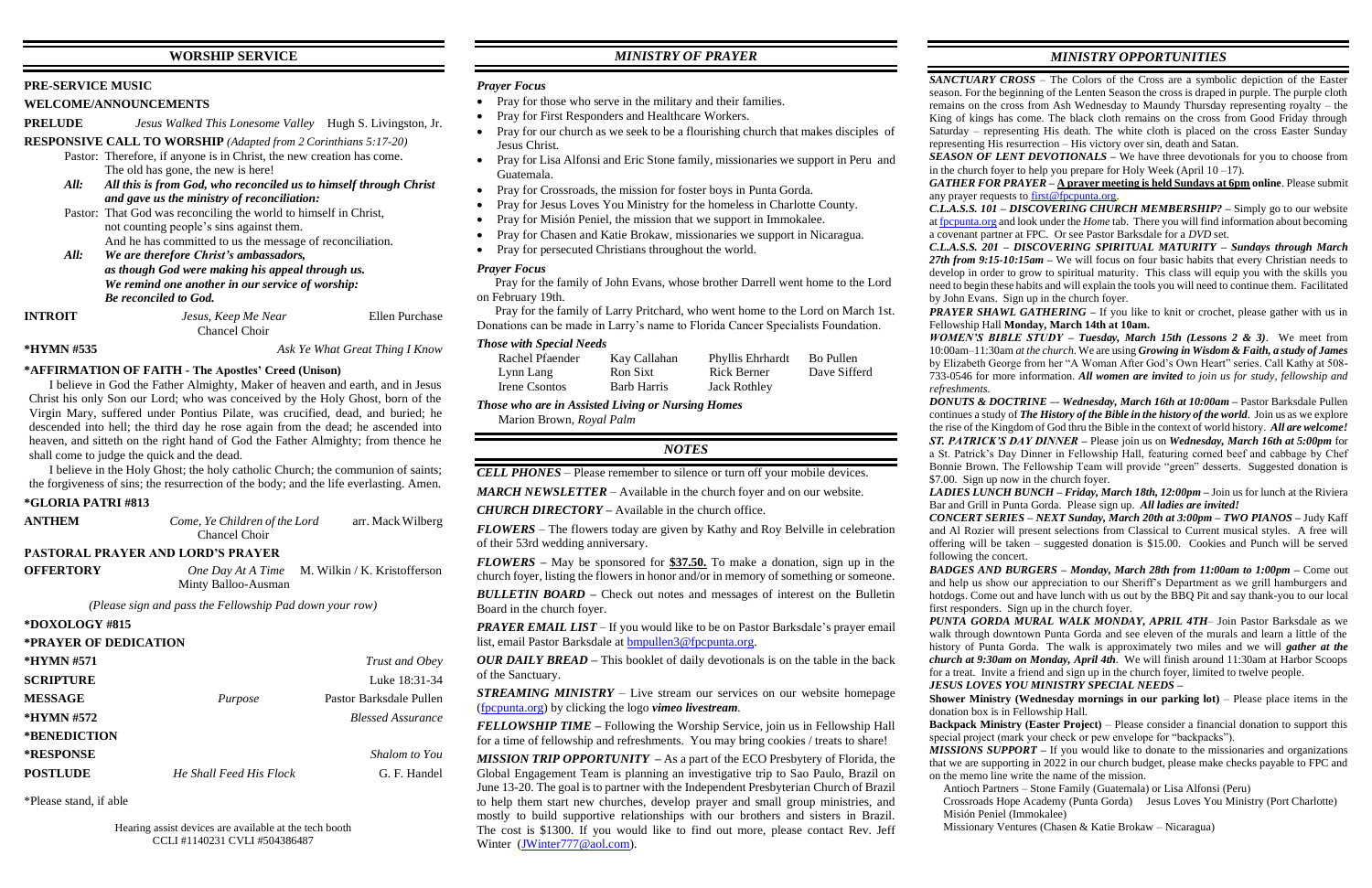## WORSHIP SERVICE

**PRE-SERVICE MUSIC**

**WELCOME/ANNOUNCEMENTS**

**PRELUDE** *Jesus Walked This Lonesome Valley* Hugh S. Livingston, Jr.

**RESPONSIVE CALL TO WORSHIP** *(Adapted from 2 Corinthians 5:17-20)*

Pastor: Therefore, if anyone is in Christ, the new creation has come. The old has gone, the new is here!

***All: All this is from God, who reconciled us to himself through Christ and gave us the ministry of reconciliation:***

Pastor: That God was reconciling the world to himself in Christ, not counting people's sins against them. And he has committed to us the message of reconciliation.

***All: We are therefore Christ's ambassadors, as though God were making his appeal through us. We remind one another in our service of worship: Be reconciled to God.***

**INTROIT** *Jesus, Keep Me Near* Ellen Purchase
Chancel Choir

**\*HYMN #535** *Ask Ye What Great Thing I Know*

**\*AFFIRMATION OF FAITH - The Apostles' Creed (Unison)**

I believe in God the Father Almighty, Maker of heaven and earth, and in Jesus Christ his only Son our Lord; who was conceived by the Holy Ghost, born of the Virgin Mary, suffered under Pontius Pilate, was crucified, dead, and buried; he descended into hell; the third day he rose again from the dead; he ascended into heaven, and sitteth on the right hand of God the Father Almighty; from thence he shall come to judge the quick and the dead.

I believe in the Holy Ghost; the holy catholic Church; the communion of saints; the forgiveness of sins; the resurrection of the body; and the life everlasting. Amen.

**\*GLORIA PATRI #813**

**ANTHEM** *Come, Ye Children of the Lord* arr. Mack Wilberg
Chancel Choir

**PASTORAL PRAYER AND LORD'S PRAYER**

**OFFERTORY** *One Day At A Time* M. Wilkin / K. Kristofferson
Minty Balloo-Ausman

*(Please sign and pass the Fellowship Pad down your row)*

**\*DOXOLOGY #815**

**\*PRAYER OF DEDICATION**

**\*HYMN #571** *Trust and Obey*

**SCRIPTURE** Luke 18:31-34

**MESSAGE** *Purpose* Pastor Barksdale Pullen

**\*HYMN #572** *Blessed Assurance*

**\*BENEDICTION**

**\*RESPONSE** *Shalom to You*

**POSTLUDE** *He Shall Feed His Flock* G. F. Handel

\*Please stand, if able

Hearing assist devices are available at the tech booth
CCLI #1140231 CVLI #504386487

## *MINISTRY OF PRAYER*

### *Prayer Focus*

- Pray for those who serve in the military and their families.
- Pray for First Responders and Healthcare Workers.
- Pray for our church as we seek to be a flourishing church that makes disciples of Jesus Christ.
- Pray for Lisa Alfonsi and Eric Stone family, missionaries we support in Peru and Guatemala.
- Pray for Crossroads, the mission for foster boys in Punta Gorda.
- Pray for Jesus Loves You Ministry for the homeless in Charlotte County.
- Pray for Misión Peniel, the mission that we support in Immokalee.
- Pray for Chasen and Katie Brokaw, missionaries we support in Nicaragua.
- Pray for persecuted Christians throughout the world.

### *Prayer Focus*

Pray for the family of John Evans, whose brother Darrell went home to the Lord on February 19th.

Pray for the family of Larry Pritchard, who went home to the Lord on March 1st. Donations can be made in Larry's name to Florida Cancer Specialists Foundation.

### *Those with Special Needs*

| | | | |
|---|---|---|---|
| Rachel Pfaender | Kay Callahan | Phyllis Ehrhardt | Bo Pullen |
| Lynn Lang | Ron Sixt | Rick Berner | Dave Sifferd |
| Irene Csontos | Brad Harris | Jack Rothley | |

### *Those who are in Assisted Living or Nursing Homes*

Marion Brown, *Royal Palm*

## *NOTES*

***CELL PHONES*** – Please remember to silence or turn off your mobile devices.

***MARCH NEWSLETTER*** – Available in the church foyer and on our website.

***CHURCH DIRECTORY*** – Available in the church office.

***FLOWERS*** – The flowers today are given by Kathy and Roy Belville in celebration of their 53rd wedding anniversary.

***FLOWERS*** – May be sponsored for **$37.50.** To make a donation, sign up in the church foyer, listing the flowers in honor and/or in memory of something or someone.

***BULLETIN BOARD*** – Check out notes and messages of interest on the Bulletin Board in the church foyer.

***PRAYER EMAIL LIST*** – If you would like to be on Pastor Barksdale's prayer email list, email Pastor Barksdale at bmpullen3@fpcpunta.org.

***OUR DAILY BREAD*** – This booklet of daily devotionals is on the table in the back of the Sanctuary.

***STREAMING MINISTRY*** – Live stream our services on our website homepage (fpcpunta.org) by clicking the logo ***vimeo livestream***.

***FELLOWSHIP TIME*** – Following the Worship Service, join us in Fellowship Hall for a time of fellowship and refreshments. You may bring cookies / treats to share!

***MISSION TRIP OPPORTUNITY*** – As a part of the ECO Presbytery of Florida, the Global Engagement Team is planning an investigative trip to Sao Paulo, Brazil on June 13-20. The goal is to partner with the Independent Presbyterian Church of Brazil to help them start new churches, develop prayer and small group ministries, and mostly to build supportive relationships with our brothers and sisters in Brazil. The cost is $1300. If you would like to find out more, please contact Rev. Jeff Winter (JWinter777@aol.com).

## *MINISTRY OPPORTUNITIES*

***SANCTUARY CROSS*** – The Colors of the Cross are a symbolic depiction of the Easter season. For the beginning of the Lenten Season the cross is draped in purple. The purple cloth remains on the cross from Ash Wednesday to Maundy Thursday representing royalty – the King of kings has come. The black cloth remains on the cross from Good Friday through Saturday – representing His death. The white cloth is placed on the cross Easter Sunday representing His resurrection – His victory over sin, death and Satan.

***SEASON OF LENT DEVOTIONALS*** – We have three devotionals for you to choose from in the church foyer to help you prepare for Holy Week (April 10 –17).

***GATHER FOR PRAYER*** – **A prayer meeting is held Sundays at 6pm online**. Please submit any prayer requests to first@fpcpunta.org.

***C.L.A.S.S. 101 – DISCOVERING CHURCH MEMBERSHIP?*** – Simply go to our website at fpcpunta.org and look under the *Home* tab. There you will find information about becoming a covenant partner at FPC. Or see Pastor Barksdale for a *DVD* set.

***C.L.A.S.S. 201 – DISCOVERING SPIRITUAL MATURITY – Sundays through March 27th from 9:15-10:15am*** – We will focus on four basic habits that every Christian needs to develop in order to grow to spiritual maturity. This class will equip you with the skills you need to begin these habits and will explain the tools you will need to continue them. Facilitated by John Evans. Sign up in the church foyer.

***PRAYER SHAWL GATHERING*** – If you like to knit or crochet, please gather with us in Fellowship Hall **Monday, March 14th at 10am.**

***WOMEN'S BIBLE STUDY – Tuesday, March 15th (Lessons 2 & 3)***. We meet from 10:00am–11:30am *at the church*. We are using ***Growing in Wisdom & Faith, a study of James*** by Elizabeth George from her "A Woman After God's Own Heart" series. Call Kathy at 508-733-0546 for more information. ***All women are invited*** *to join us for study, fellowship and refreshments*.

***DONUTS & DOCTRINE –- Wednesday, March 16th at 10:00am*** – Pastor Barksdale Pullen continues a study of ***The History of the Bible in the history of the world***. Join us as we explore the rise of the Kingdom of God thru the Bible in the context of world history. ***All are welcome!***

***ST. PATRICK'S DAY DINNER*** – Please join us on ***Wednesday, March 16th at 5:00pm*** for a St. Patrick's Day Dinner in Fellowship Hall, featuring corned beef and cabbage by Chef Bonnie Brown. The Fellowship Team will provide "green" desserts. Suggested donation is $7.00. Sign up now in the church foyer.

***LADIES LUNCH BUNCH – Friday, March 18th, 12:00pm*** – Join us for lunch at the Riviera Bar and Grill in Punta Gorda. Please sign up. ***All ladies are invited!***

***CONCERT SERIES – NEXT Sunday, March 20th at 3:00pm – TWO PIANOS*** – Judy Kaff and Al Rozier will present selections from Classical to Current musical styles. A free will offering will be taken – suggested donation is $15.00. Cookies and Punch will be served following the concert.

***BADGES AND BURGERS – Monday, March 28th from 11:00am to 1:00pm*** – Come out and help us show our appreciation to our Sheriff's Department as we grill hamburgers and hotdogs. Come out and have lunch with us out by the BBQ Pit and say thank-you to our local first responders. Sign up in the church foyer.

***PUNTA GORDA MURAL WALK MONDAY, APRIL 4TH***– Join Pastor Barksdale as we walk through downtown Punta Gorda and see eleven of the murals and learn a little of the history of Punta Gorda. The walk is approximately two miles and we will ***gather at the church at 9:30am on Monday, April 4th***. We will finish around 11:30am at Harbor Scoops for a treat. Invite a friend and sign up in the church foyer, limited to twelve people.

***JESUS LOVES YOU MINISTRY SPECIAL NEEDS –***

**Shower Ministry (Wednesday mornings in our parking lot)** – Please place items in the donation box is in Fellowship Hall.

**Backpack Ministry (Easter Project)** – Please consider a financial donation to support this special project (mark your check or pew envelope for "backpacks").

***MISSIONS SUPPORT*** – If you would like to donate to the missionaries and organizations that we are supporting in 2022 in our church budget, please make checks payable to FPC and on the memo line write the name of the mission.

Antioch Partners – Stone Family (Guatemala) or Lisa Alfonsi (Peru)
Crossroads Hope Academy (Punta Gorda) Jesus Loves You Ministry (Port Charlotte)
Misión Peniel (Immokalee)
Missionary Ventures (Chasen & Katie Brokaw – Nicaragua)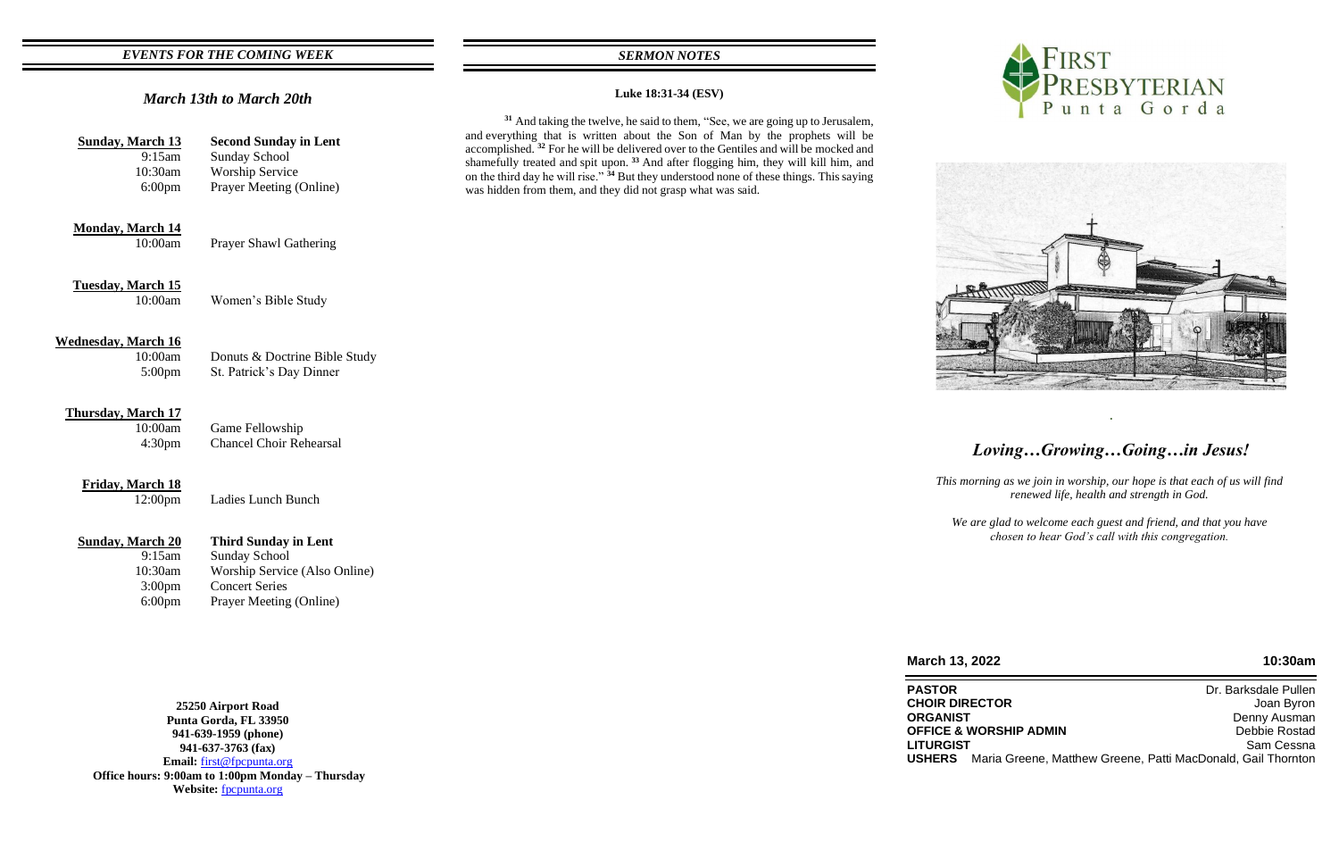## *EVENTS FOR THE COMING WEEK*

### *March 13th to March 20th*

**Sunday, March 13** — **Second Sunday in Lent**
- 9:15am Sunday School
- 10:30am Worship Service
- 6:00pm Prayer Meeting (Online)

**Monday, March 14**
- 10:00am Prayer Shawl Gathering

**Tuesday, March 15**
- 10:00am Women's Bible Study

**Wednesday, March 16**
- 10:00am Donuts & Doctrine Bible Study
- 5:00pm St. Patrick's Day Dinner

**Thursday, March 17**
- 10:00am Game Fellowship
- 4:30pm Chancel Choir Rehearsal

**Friday, March 18**
- 12:00pm Ladies Lunch Bunch

**Sunday, March 20** — **Third Sunday in Lent**
- 9:15am Sunday School
- 10:30am Worship Service (Also Online)
- 3:00pm Concert Series
- 6:00pm Prayer Meeting (Online)

**25250 Airport Road**
**Punta Gorda, FL 33950**
**941-639-1959 (phone)**
**941-637-3763 (fax)**
**Email:** first@fpcpunta.org
**Office hours: 9:00am to 1:00pm Monday – Thursday**
**Website:** fpcpunta.org

## *SERMON NOTES*

**Luke 18:31-34 (ESV)**

[31] And taking the twelve, he said to them, "See, we are going up to Jerusalem, and everything that is written about the Son of Man by the prophets will be accomplished. [32] For he will be delivered over to the Gentiles and will be mocked and shamefully treated and spit upon. [33] And after flogging him, they will kill him, and on the third day he will rise." [34] But they understood none of these things. This saying was hidden from them, and they did not grasp what was said.

First Presbyterian
Punta Gorda

# *Loving…Growing…Going…in Jesus!*

*This morning as we join in worship, our hope is that each of us will find renewed life, health and strength in God.*

*We are glad to welcome each guest and friend, and that you have chosen to hear God's call with this congregation.*

**March 13, 2022** **10:30am**

**PASTOR** Dr. Barksdale Pullen
**CHOIR DIRECTOR** Joan Byron
**ORGANIST** Denny Ausman
**OFFICE & WORSHIP ADMIN** Debbie Rostad
**LITURGIST** Sam Cessna
**USHERS** Maria Greene, Matthew Greene, Patti MacDonald, Gail Thornton